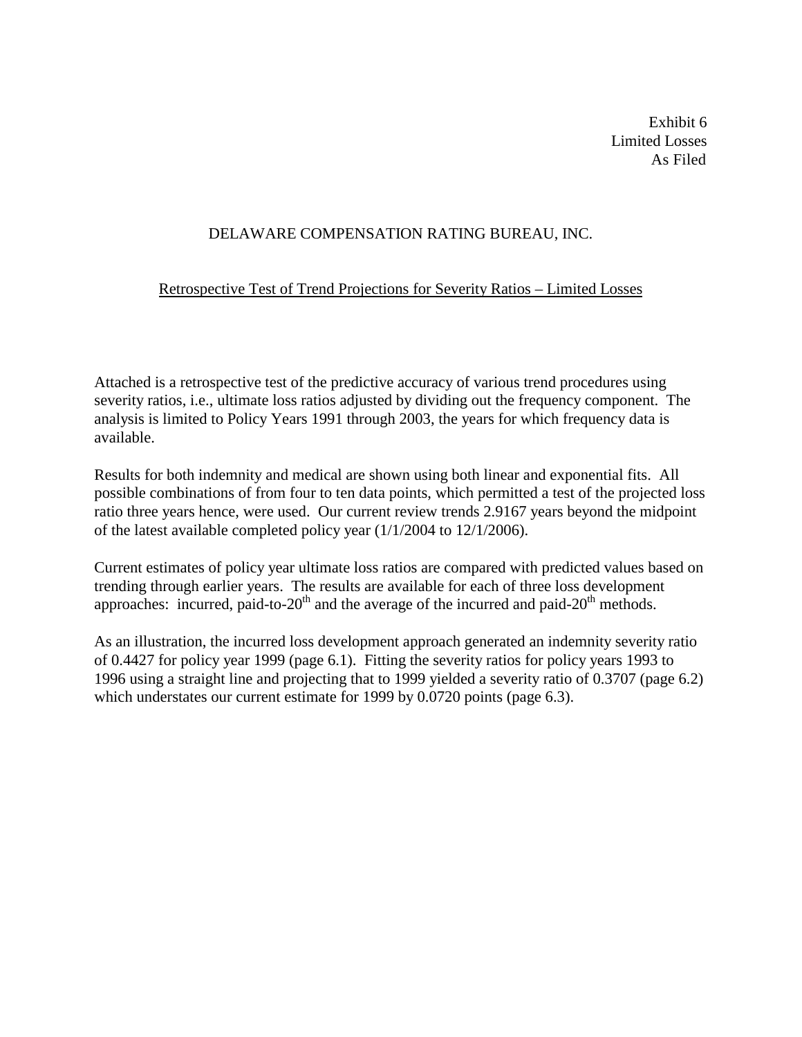Exhibit 6
Limited Losses
As Filed

DELAWARE COMPENSATION RATING BUREAU, INC.

Retrospective Test of Trend Projections for Severity Ratios – Limited Losses

Attached is a retrospective test of the predictive accuracy of various trend procedures using severity ratios, i.e., ultimate loss ratios adjusted by dividing out the frequency component. The analysis is limited to Policy Years 1991 through 2003, the years for which frequency data is available.

Results for both indemnity and medical are shown using both linear and exponential fits. All possible combinations of from four to ten data points, which permitted a test of the projected loss ratio three years hence, were used. Our current review trends 2.9167 years beyond the midpoint of the latest available completed policy year (1/1/2004 to 12/1/2006).

Current estimates of policy year ultimate loss ratios are compared with predicted values based on trending through earlier years. The results are available for each of three loss development approaches: incurred, paid-to-20th and the average of the incurred and paid-20th methods.

As an illustration, the incurred loss development approach generated an indemnity severity ratio of 0.4427 for policy year 1999 (page 6.1). Fitting the severity ratios for policy years 1993 to 1996 using a straight line and projecting that to 1999 yielded a severity ratio of 0.3707 (page 6.2) which understates our current estimate for 1999 by 0.0720 points (page 6.3).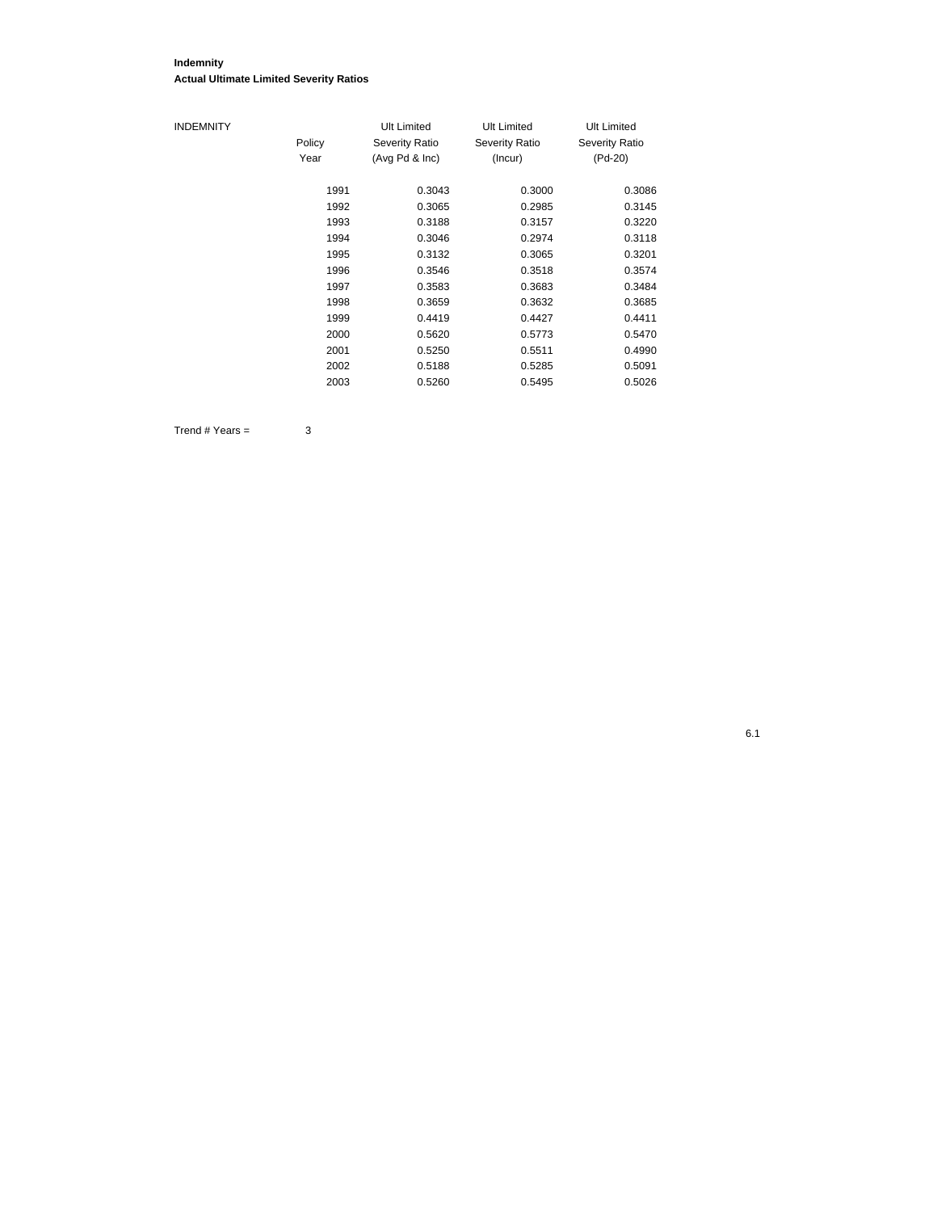**Indemnity**

**Actual Ultimate Limited Severity Ratios**

| INDEMNITY | Policy Year | Ult Limited Severity Ratio (Avg Pd & Inc) | Ult Limited Severity Ratio (Incur) | Ult Limited Severity Ratio (Pd-20) |
|---|---|---|---|---|
| | 1991 | 0.3043 | 0.3000 | 0.3086 |
| | 1992 | 0.3065 | 0.2985 | 0.3145 |
| | 1993 | 0.3188 | 0.3157 | 0.3220 |
| | 1994 | 0.3046 | 0.2974 | 0.3118 |
| | 1995 | 0.3132 | 0.3065 | 0.3201 |
| | 1996 | 0.3546 | 0.3518 | 0.3574 |
| | 1997 | 0.3583 | 0.3683 | 0.3484 |
| | 1998 | 0.3659 | 0.3632 | 0.3685 |
| | 1999 | 0.4419 | 0.4427 | 0.4411 |
| | 2000 | 0.5620 | 0.5773 | 0.5470 |
| | 2001 | 0.5250 | 0.5511 | 0.4990 |
| | 2002 | 0.5188 | 0.5285 | 0.5091 |
| | 2003 | 0.5260 | 0.5495 | 0.5026 |

Trend # Years = 3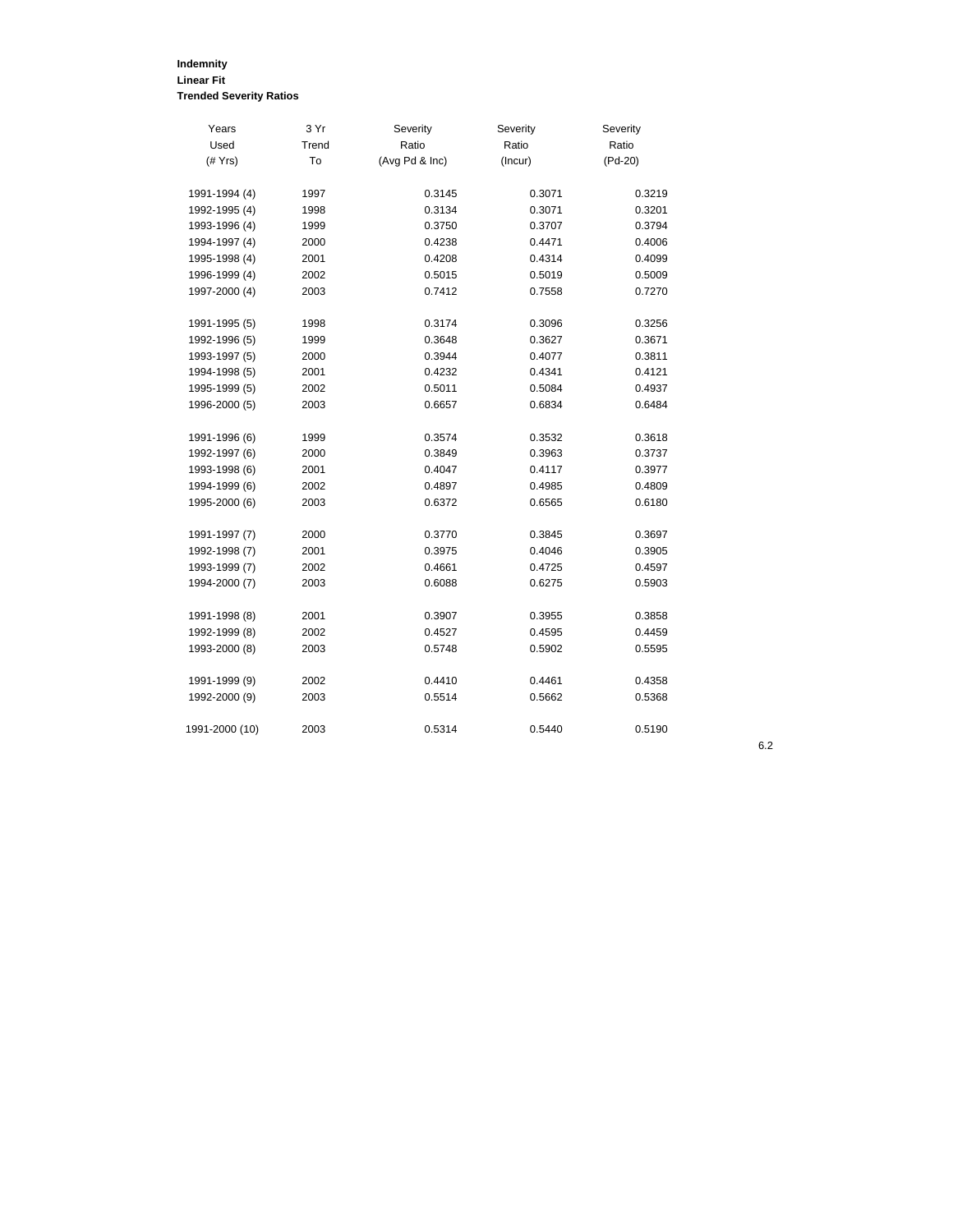**Indemnity**
**Linear Fit**
**Trended Severity Ratios**

| Years Used (# Yrs) | 3 Yr Trend To | Severity Ratio (Avg Pd & Inc) | Severity Ratio (Incur) | Severity Ratio (Pd-20) |
|---|---|---|---|---|
| 1991-1994 (4) | 1997 | 0.3145 | 0.3071 | 0.3219 |
| 1992-1995 (4) | 1998 | 0.3134 | 0.3071 | 0.3201 |
| 1993-1996 (4) | 1999 | 0.3750 | 0.3707 | 0.3794 |
| 1994-1997 (4) | 2000 | 0.4238 | 0.4471 | 0.4006 |
| 1995-1998 (4) | 2001 | 0.4208 | 0.4314 | 0.4099 |
| 1996-1999 (4) | 2002 | 0.5015 | 0.5019 | 0.5009 |
| 1997-2000 (4) | 2003 | 0.7412 | 0.7558 | 0.7270 |
| | | | | |
| 1991-1995 (5) | 1998 | 0.3174 | 0.3096 | 0.3256 |
| 1992-1996 (5) | 1999 | 0.3648 | 0.3627 | 0.3671 |
| 1993-1997 (5) | 2000 | 0.3944 | 0.4077 | 0.3811 |
| 1994-1998 (5) | 2001 | 0.4232 | 0.4341 | 0.4121 |
| 1995-1999 (5) | 2002 | 0.5011 | 0.5084 | 0.4937 |
| 1996-2000 (5) | 2003 | 0.6657 | 0.6834 | 0.6484 |
| | | | | |
| 1991-1996 (6) | 1999 | 0.3574 | 0.3532 | 0.3618 |
| 1992-1997 (6) | 2000 | 0.3849 | 0.3963 | 0.3737 |
| 1993-1998 (6) | 2001 | 0.4047 | 0.4117 | 0.3977 |
| 1994-1999 (6) | 2002 | 0.4897 | 0.4985 | 0.4809 |
| 1995-2000 (6) | 2003 | 0.6372 | 0.6565 | 0.6180 |
| | | | | |
| 1991-1997 (7) | 2000 | 0.3770 | 0.3845 | 0.3697 |
| 1992-1998 (7) | 2001 | 0.3975 | 0.4046 | 0.3905 |
| 1993-1999 (7) | 2002 | 0.4661 | 0.4725 | 0.4597 |
| 1994-2000 (7) | 2003 | 0.6088 | 0.6275 | 0.5903 |
| | | | | |
| 1991-1998 (8) | 2001 | 0.3907 | 0.3955 | 0.3858 |
| 1992-1999 (8) | 2002 | 0.4527 | 0.4595 | 0.4459 |
| 1993-2000 (8) | 2003 | 0.5748 | 0.5902 | 0.5595 |
| | | | | |
| 1991-1999 (9) | 2002 | 0.4410 | 0.4461 | 0.4358 |
| 1992-2000 (9) | 2003 | 0.5514 | 0.5662 | 0.5368 |
| | | | | |
| 1991-2000 (10) | 2003 | 0.5314 | 0.5440 | 0.5190 |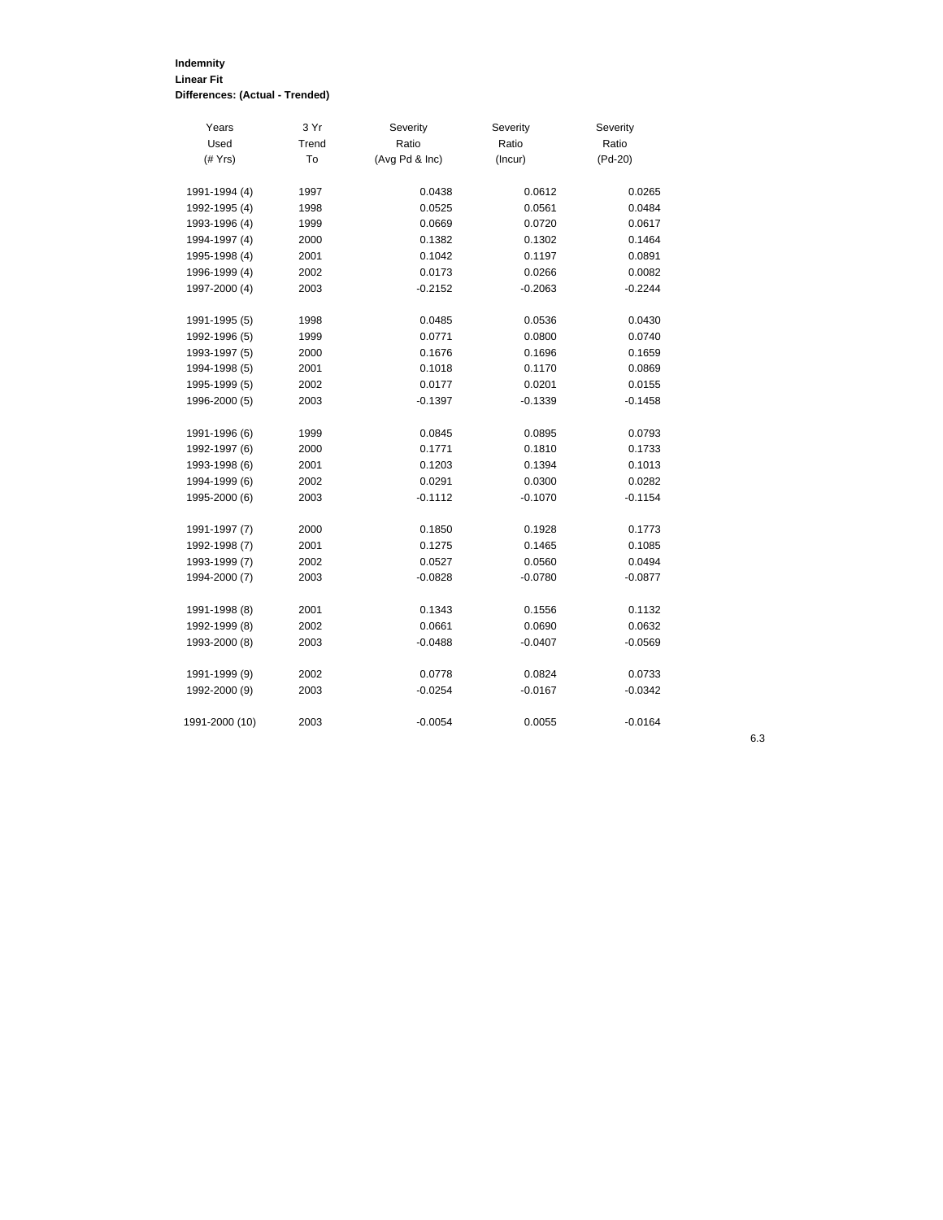**Indemnity**
**Linear Fit**
**Differences: (Actual - Trended)**

| Years Used (# Yrs) | 3 Yr Trend To | Severity Ratio (Avg Pd & Inc) | Severity Ratio (Incur) | Severity Ratio (Pd-20) |
|---|---|---|---|---|
| 1991-1994 (4) | 1997 | 0.0438 | 0.0612 | 0.0265 |
| 1992-1995 (4) | 1998 | 0.0525 | 0.0561 | 0.0484 |
| 1993-1996 (4) | 1999 | 0.0669 | 0.0720 | 0.0617 |
| 1994-1997 (4) | 2000 | 0.1382 | 0.1302 | 0.1464 |
| 1995-1998 (4) | 2001 | 0.1042 | 0.1197 | 0.0891 |
| 1996-1999 (4) | 2002 | 0.0173 | 0.0266 | 0.0082 |
| 1997-2000 (4) | 2003 | -0.2152 | -0.2063 | -0.2244 |
| | | | | |
| 1991-1995 (5) | 1998 | 0.0485 | 0.0536 | 0.0430 |
| 1992-1996 (5) | 1999 | 0.0771 | 0.0800 | 0.0740 |
| 1993-1997 (5) | 2000 | 0.1676 | 0.1696 | 0.1659 |
| 1994-1998 (5) | 2001 | 0.1018 | 0.1170 | 0.0869 |
| 1995-1999 (5) | 2002 | 0.0177 | 0.0201 | 0.0155 |
| 1996-2000 (5) | 2003 | -0.1397 | -0.1339 | -0.1458 |
| | | | | |
| 1991-1996 (6) | 1999 | 0.0845 | 0.0895 | 0.0793 |
| 1992-1997 (6) | 2000 | 0.1771 | 0.1810 | 0.1733 |
| 1993-1998 (6) | 2001 | 0.1203 | 0.1394 | 0.1013 |
| 1994-1999 (6) | 2002 | 0.0291 | 0.0300 | 0.0282 |
| 1995-2000 (6) | 2003 | -0.1112 | -0.1070 | -0.1154 |
| | | | | |
| 1991-1997 (7) | 2000 | 0.1850 | 0.1928 | 0.1773 |
| 1992-1998 (7) | 2001 | 0.1275 | 0.1465 | 0.1085 |
| 1993-1999 (7) | 2002 | 0.0527 | 0.0560 | 0.0494 |
| 1994-2000 (7) | 2003 | -0.0828 | -0.0780 | -0.0877 |
| | | | | |
| 1991-1998 (8) | 2001 | 0.1343 | 0.1556 | 0.1132 |
| 1992-1999 (8) | 2002 | 0.0661 | 0.0690 | 0.0632 |
| 1993-2000 (8) | 2003 | -0.0488 | -0.0407 | -0.0569 |
| | | | | |
| 1991-1999 (9) | 2002 | 0.0778 | 0.0824 | 0.0733 |
| 1992-2000 (9) | 2003 | -0.0254 | -0.0167 | -0.0342 |
| | | | | |
| 1991-2000 (10) | 2003 | -0.0054 | 0.0055 | -0.0164 |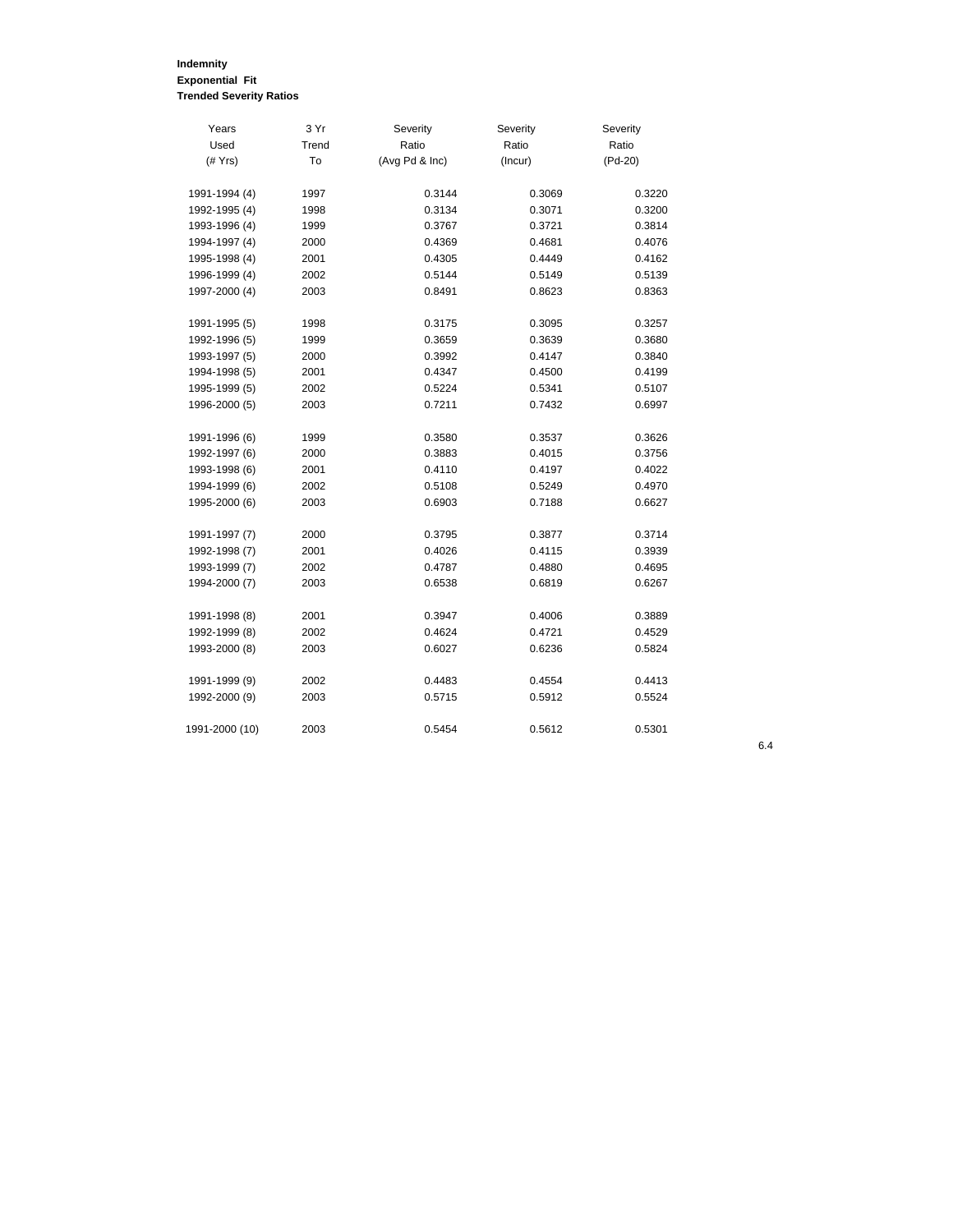**Indemnity**
**Exponential Fit**
**Trended Severity Ratios**

| Years Used (# Yrs) | 3 Yr Trend To | Severity Ratio (Avg Pd & Inc) | Severity Ratio (Incur) | Severity Ratio (Pd-20) |
|---|---|---|---|---|
| 1991-1994 (4) | 1997 | 0.3144 | 0.3069 | 0.3220 |
| 1992-1995 (4) | 1998 | 0.3134 | 0.3071 | 0.3200 |
| 1993-1996 (4) | 1999 | 0.3767 | 0.3721 | 0.3814 |
| 1994-1997 (4) | 2000 | 0.4369 | 0.4681 | 0.4076 |
| 1995-1998 (4) | 2001 | 0.4305 | 0.4449 | 0.4162 |
| 1996-1999 (4) | 2002 | 0.5144 | 0.5149 | 0.5139 |
| 1997-2000 (4) | 2003 | 0.8491 | 0.8623 | 0.8363 |
| | | | | |
| 1991-1995 (5) | 1998 | 0.3175 | 0.3095 | 0.3257 |
| 1992-1996 (5) | 1999 | 0.3659 | 0.3639 | 0.3680 |
| 1993-1997 (5) | 2000 | 0.3992 | 0.4147 | 0.3840 |
| 1994-1998 (5) | 2001 | 0.4347 | 0.4500 | 0.4199 |
| 1995-1999 (5) | 2002 | 0.5224 | 0.5341 | 0.5107 |
| 1996-2000 (5) | 2003 | 0.7211 | 0.7432 | 0.6997 |
| | | | | |
| 1991-1996 (6) | 1999 | 0.3580 | 0.3537 | 0.3626 |
| 1992-1997 (6) | 2000 | 0.3883 | 0.4015 | 0.3756 |
| 1993-1998 (6) | 2001 | 0.4110 | 0.4197 | 0.4022 |
| 1994-1999 (6) | 2002 | 0.5108 | 0.5249 | 0.4970 |
| 1995-2000 (6) | 2003 | 0.6903 | 0.7188 | 0.6627 |
| | | | | |
| 1991-1997 (7) | 2000 | 0.3795 | 0.3877 | 0.3714 |
| 1992-1998 (7) | 2001 | 0.4026 | 0.4115 | 0.3939 |
| 1993-1999 (7) | 2002 | 0.4787 | 0.4880 | 0.4695 |
| 1994-2000 (7) | 2003 | 0.6538 | 0.6819 | 0.6267 |
| | | | | |
| 1991-1998 (8) | 2001 | 0.3947 | 0.4006 | 0.3889 |
| 1992-1999 (8) | 2002 | 0.4624 | 0.4721 | 0.4529 |
| 1993-2000 (8) | 2003 | 0.6027 | 0.6236 | 0.5824 |
| | | | | |
| 1991-1999 (9) | 2002 | 0.4483 | 0.4554 | 0.4413 |
| 1992-2000 (9) | 2003 | 0.5715 | 0.5912 | 0.5524 |
| | | | | |
| 1991-2000 (10) | 2003 | 0.5454 | 0.5612 | 0.5301 |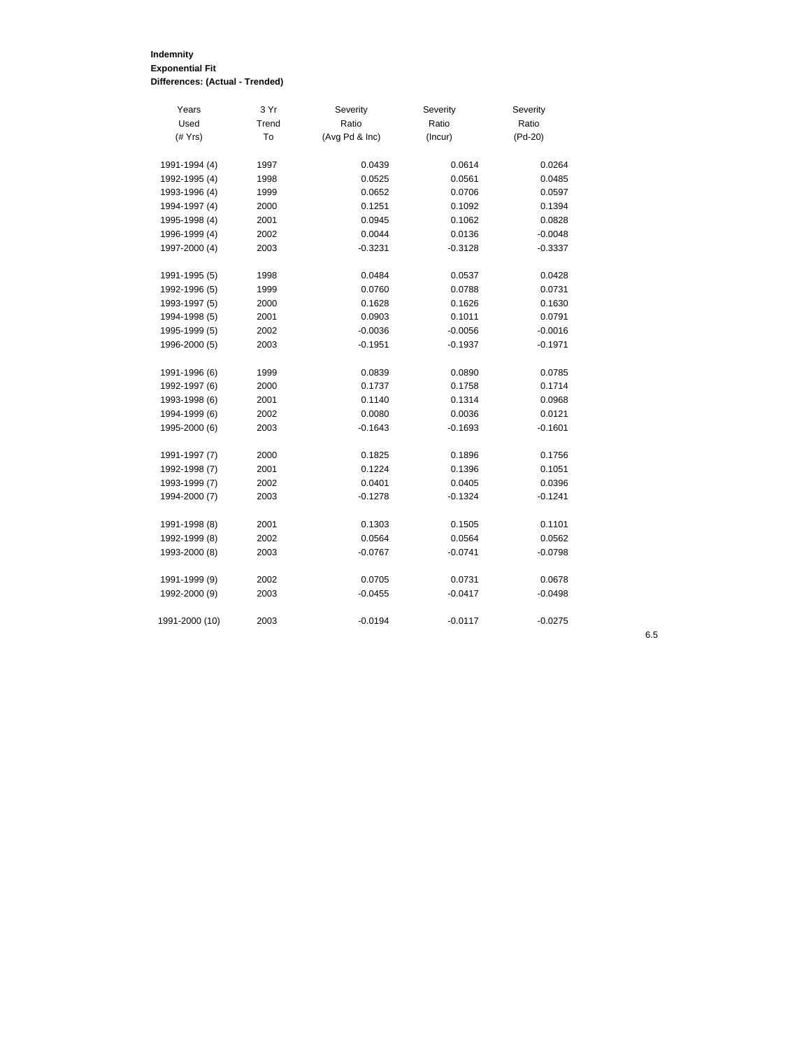**Indemnity**
**Exponential Fit**
**Differences: (Actual - Trended)**

| Years Used (# Yrs) | 3 Yr Trend To | Severity Ratio (Avg Pd & Inc) | Severity Ratio (Incur) | Severity Ratio (Pd-20) |
|---|---|---|---|---|
| 1991-1994 (4) | 1997 | 0.0439 | 0.0614 | 0.0264 |
| 1992-1995 (4) | 1998 | 0.0525 | 0.0561 | 0.0485 |
| 1993-1996 (4) | 1999 | 0.0652 | 0.0706 | 0.0597 |
| 1994-1997 (4) | 2000 | 0.1251 | 0.1092 | 0.1394 |
| 1995-1998 (4) | 2001 | 0.0945 | 0.1062 | 0.0828 |
| 1996-1999 (4) | 2002 | 0.0044 | 0.0136 | -0.0048 |
| 1997-2000 (4) | 2003 | -0.3231 | -0.3128 | -0.3337 |
| | | | | |
| 1991-1995 (5) | 1998 | 0.0484 | 0.0537 | 0.0428 |
| 1992-1996 (5) | 1999 | 0.0760 | 0.0788 | 0.0731 |
| 1993-1997 (5) | 2000 | 0.1628 | 0.1626 | 0.1630 |
| 1994-1998 (5) | 2001 | 0.0903 | 0.1011 | 0.0791 |
| 1995-1999 (5) | 2002 | -0.0036 | -0.0056 | -0.0016 |
| 1996-2000 (5) | 2003 | -0.1951 | -0.1937 | -0.1971 |
| | | | | |
| 1991-1996 (6) | 1999 | 0.0839 | 0.0890 | 0.0785 |
| 1992-1997 (6) | 2000 | 0.1737 | 0.1758 | 0.1714 |
| 1993-1998 (6) | 2001 | 0.1140 | 0.1314 | 0.0968 |
| 1994-1999 (6) | 2002 | 0.0080 | 0.0036 | 0.0121 |
| 1995-2000 (6) | 2003 | -0.1643 | -0.1693 | -0.1601 |
| | | | | |
| 1991-1997 (7) | 2000 | 0.1825 | 0.1896 | 0.1756 |
| 1992-1998 (7) | 2001 | 0.1224 | 0.1396 | 0.1051 |
| 1993-1999 (7) | 2002 | 0.0401 | 0.0405 | 0.0396 |
| 1994-2000 (7) | 2003 | -0.1278 | -0.1324 | -0.1241 |
| | | | | |
| 1991-1998 (8) | 2001 | 0.1303 | 0.1505 | 0.1101 |
| 1992-1999 (8) | 2002 | 0.0564 | 0.0564 | 0.0562 |
| 1993-2000 (8) | 2003 | -0.0767 | -0.0741 | -0.0798 |
| | | | | |
| 1991-1999 (9) | 2002 | 0.0705 | 0.0731 | 0.0678 |
| 1992-2000 (9) | 2003 | -0.0455 | -0.0417 | -0.0498 |
| | | | | |
| 1991-2000 (10) | 2003 | -0.0194 | -0.0117 | -0.0275 |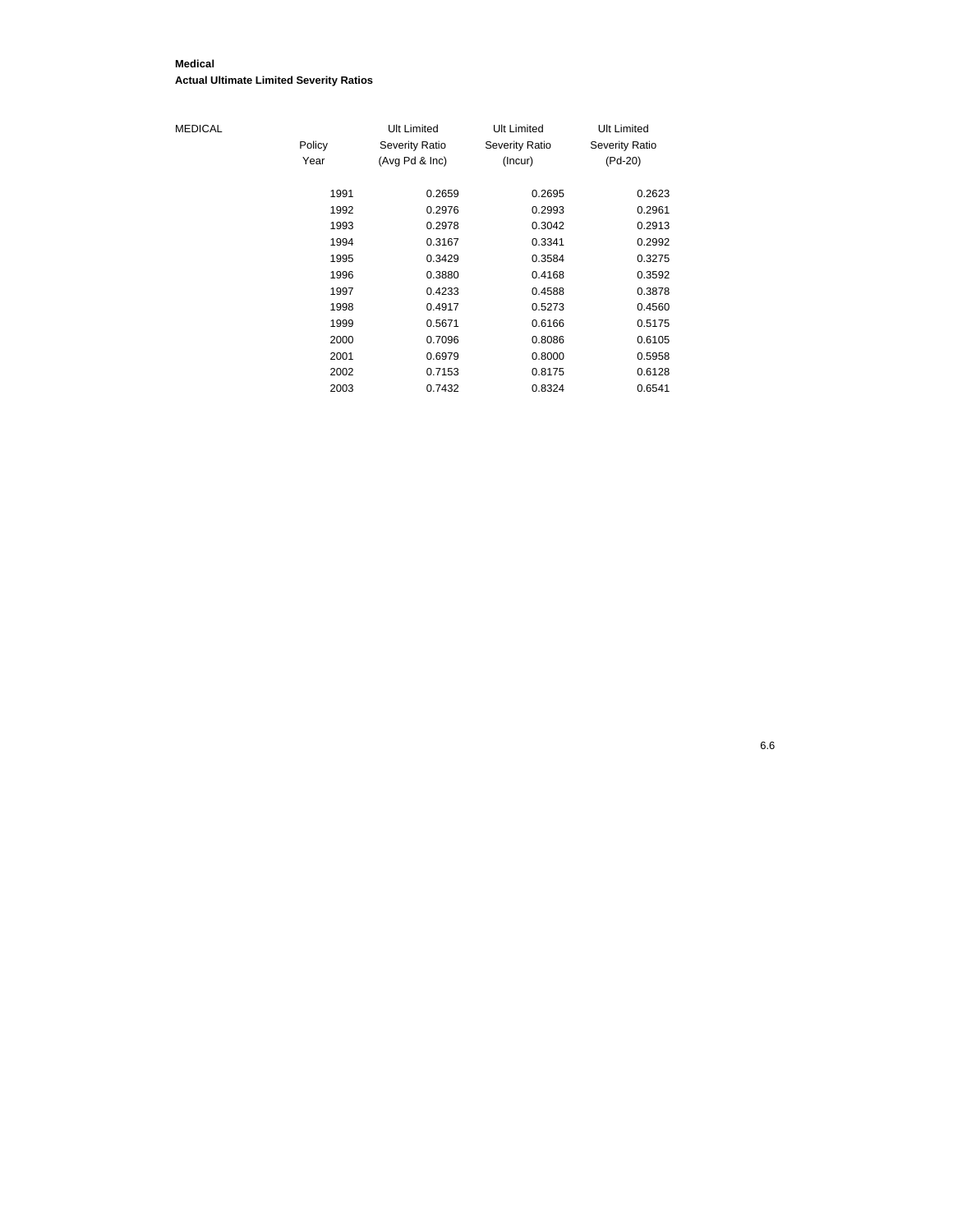**Medical**
**Actual Ultimate Limited Severity Ratios**

| MEDICAL | Policy Year | Ult Limited Severity Ratio (Avg Pd & Inc) | Ult Limited Severity Ratio (Incur) | Ult Limited Severity Ratio (Pd-20) |
|---|---|---|---|---|
| | 1991 | 0.2659 | 0.2695 | 0.2623 |
| | 1992 | 0.2976 | 0.2993 | 0.2961 |
| | 1993 | 0.2978 | 0.3042 | 0.2913 |
| | 1994 | 0.3167 | 0.3341 | 0.2992 |
| | 1995 | 0.3429 | 0.3584 | 0.3275 |
| | 1996 | 0.3880 | 0.4168 | 0.3592 |
| | 1997 | 0.4233 | 0.4588 | 0.3878 |
| | 1998 | 0.4917 | 0.5273 | 0.4560 |
| | 1999 | 0.5671 | 0.6166 | 0.5175 |
| | 2000 | 0.7096 | 0.8086 | 0.6105 |
| | 2001 | 0.6979 | 0.8000 | 0.5958 |
| | 2002 | 0.7153 | 0.8175 | 0.6128 |
| | 2003 | 0.7432 | 0.8324 | 0.6541 |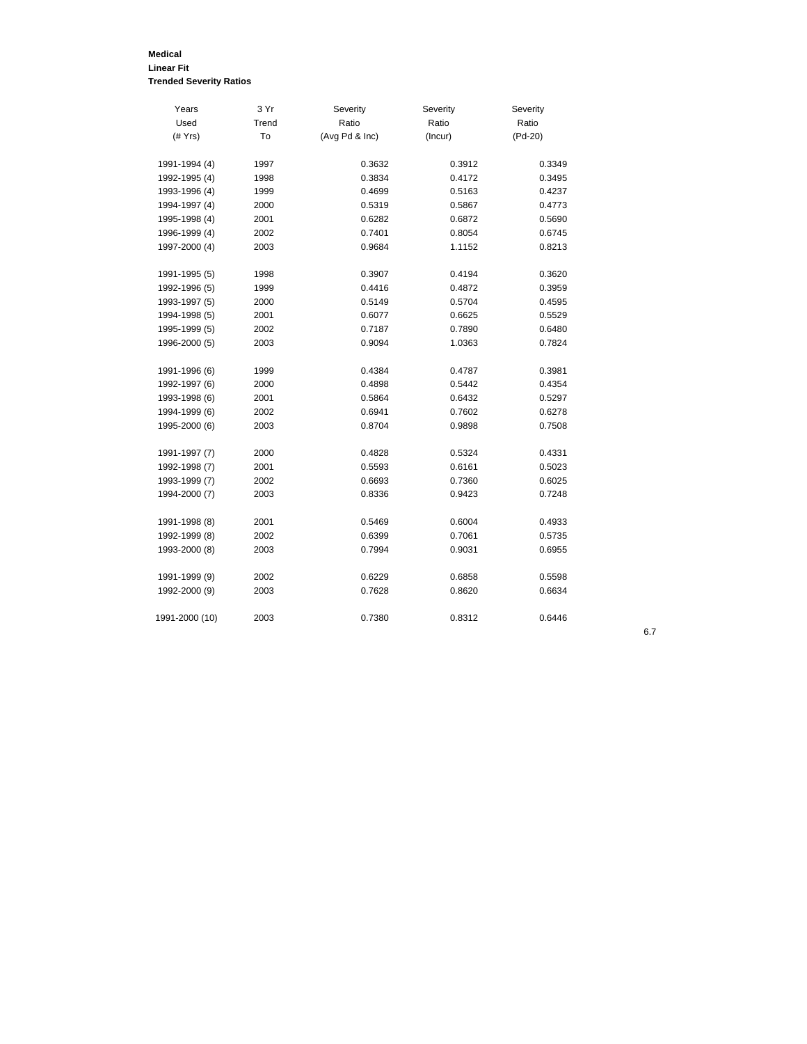**Medical**
**Linear Fit**
**Trended Severity Ratios**

| Years Used (# Yrs) | 3 Yr Trend To | Severity Ratio (Avg Pd & Inc) | Severity Ratio (Incur) | Severity Ratio (Pd-20) |
|---|---|---|---|---|
| 1991-1994 (4) | 1997 | 0.3632 | 0.3912 | 0.3349 |
| 1992-1995 (4) | 1998 | 0.3834 | 0.4172 | 0.3495 |
| 1993-1996 (4) | 1999 | 0.4699 | 0.5163 | 0.4237 |
| 1994-1997 (4) | 2000 | 0.5319 | 0.5867 | 0.4773 |
| 1995-1998 (4) | 2001 | 0.6282 | 0.6872 | 0.5690 |
| 1996-1999 (4) | 2002 | 0.7401 | 0.8054 | 0.6745 |
| 1997-2000 (4) | 2003 | 0.9684 | 1.1152 | 0.8213 |
| | | | | |
| 1991-1995 (5) | 1998 | 0.3907 | 0.4194 | 0.3620 |
| 1992-1996 (5) | 1999 | 0.4416 | 0.4872 | 0.3959 |
| 1993-1997 (5) | 2000 | 0.5149 | 0.5704 | 0.4595 |
| 1994-1998 (5) | 2001 | 0.6077 | 0.6625 | 0.5529 |
| 1995-1999 (5) | 2002 | 0.7187 | 0.7890 | 0.6480 |
| 1996-2000 (5) | 2003 | 0.9094 | 1.0363 | 0.7824 |
| | | | | |
| 1991-1996 (6) | 1999 | 0.4384 | 0.4787 | 0.3981 |
| 1992-1997 (6) | 2000 | 0.4898 | 0.5442 | 0.4354 |
| 1993-1998 (6) | 2001 | 0.5864 | 0.6432 | 0.5297 |
| 1994-1999 (6) | 2002 | 0.6941 | 0.7602 | 0.6278 |
| 1995-2000 (6) | 2003 | 0.8704 | 0.9898 | 0.7508 |
| | | | | |
| 1991-1997 (7) | 2000 | 0.4828 | 0.5324 | 0.4331 |
| 1992-1998 (7) | 2001 | 0.5593 | 0.6161 | 0.5023 |
| 1993-1999 (7) | 2002 | 0.6693 | 0.7360 | 0.6025 |
| 1994-2000 (7) | 2003 | 0.8336 | 0.9423 | 0.7248 |
| | | | | |
| 1991-1998 (8) | 2001 | 0.5469 | 0.6004 | 0.4933 |
| 1992-1999 (8) | 2002 | 0.6399 | 0.7061 | 0.5735 |
| 1993-2000 (8) | 2003 | 0.7994 | 0.9031 | 0.6955 |
| | | | | |
| 1991-1999 (9) | 2002 | 0.6229 | 0.6858 | 0.5598 |
| 1992-2000 (9) | 2003 | 0.7628 | 0.8620 | 0.6634 |
| | | | | |
| 1991-2000 (10) | 2003 | 0.7380 | 0.8312 | 0.6446 |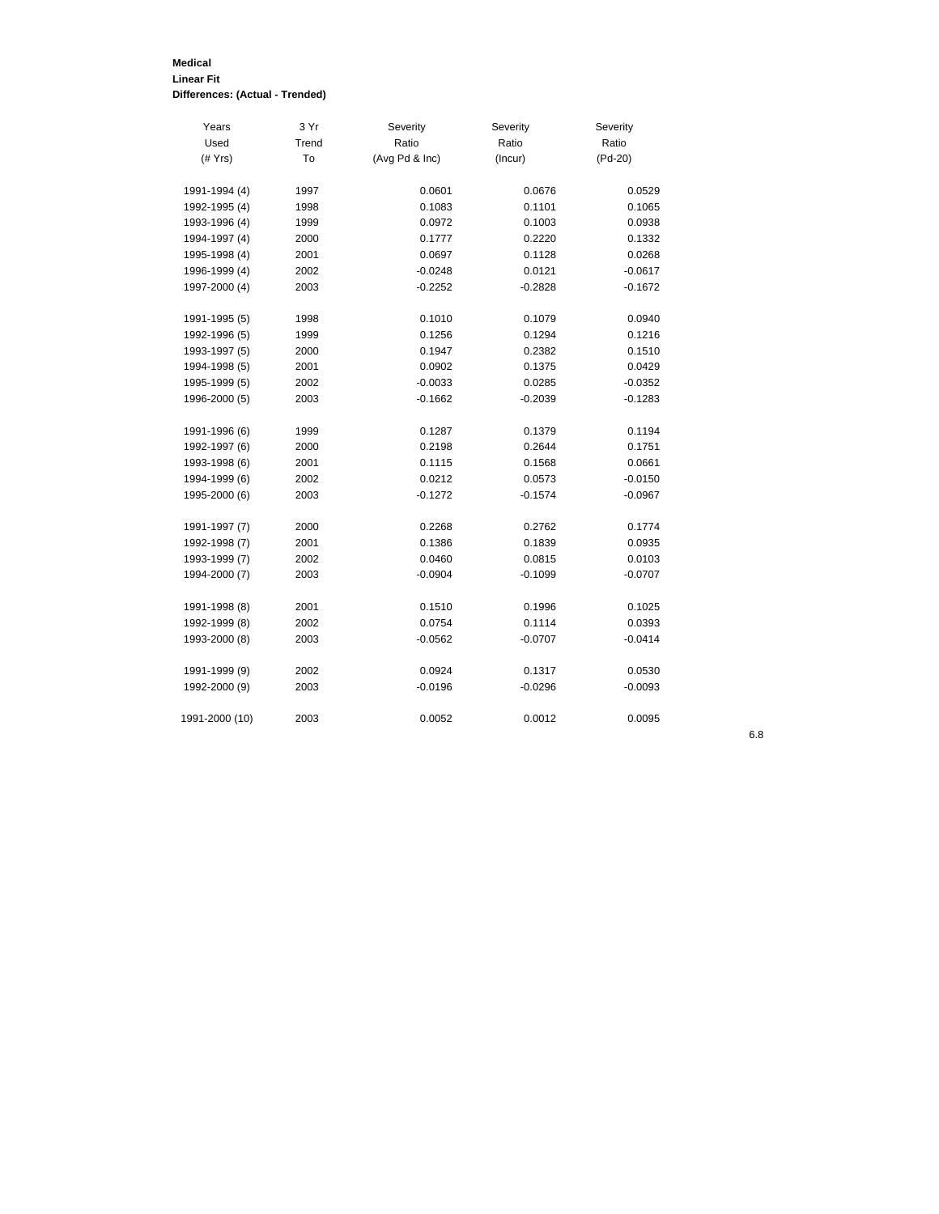**Medical**
**Linear Fit**
**Differences: (Actual - Trended)**

| Years Used (# Yrs) | 3 Yr Trend To | Severity Ratio (Avg Pd & Inc) | Severity Ratio (Incur) | Severity Ratio (Pd-20) |
|---|---|---|---|---|
| 1991-1994 (4) | 1997 | 0.0601 | 0.0676 | 0.0529 |
| 1992-1995 (4) | 1998 | 0.1083 | 0.1101 | 0.1065 |
| 1993-1996 (4) | 1999 | 0.0972 | 0.1003 | 0.0938 |
| 1994-1997 (4) | 2000 | 0.1777 | 0.2220 | 0.1332 |
| 1995-1998 (4) | 2001 | 0.0697 | 0.1128 | 0.0268 |
| 1996-1999 (4) | 2002 | -0.0248 | 0.0121 | -0.0617 |
| 1997-2000 (4) | 2003 | -0.2252 | -0.2828 | -0.1672 |
| | | | | |
| 1991-1995 (5) | 1998 | 0.1010 | 0.1079 | 0.0940 |
| 1992-1996 (5) | 1999 | 0.1256 | 0.1294 | 0.1216 |
| 1993-1997 (5) | 2000 | 0.1947 | 0.2382 | 0.1510 |
| 1994-1998 (5) | 2001 | 0.0902 | 0.1375 | 0.0429 |
| 1995-1999 (5) | 2002 | -0.0033 | 0.0285 | -0.0352 |
| 1996-2000 (5) | 2003 | -0.1662 | -0.2039 | -0.1283 |
| | | | | |
| 1991-1996 (6) | 1999 | 0.1287 | 0.1379 | 0.1194 |
| 1992-1997 (6) | 2000 | 0.2198 | 0.2644 | 0.1751 |
| 1993-1998 (6) | 2001 | 0.1115 | 0.1568 | 0.0661 |
| 1994-1999 (6) | 2002 | 0.0212 | 0.0573 | -0.0150 |
| 1995-2000 (6) | 2003 | -0.1272 | -0.1574 | -0.0967 |
| | | | | |
| 1991-1997 (7) | 2000 | 0.2268 | 0.2762 | 0.1774 |
| 1992-1998 (7) | 2001 | 0.1386 | 0.1839 | 0.0935 |
| 1993-1999 (7) | 2002 | 0.0460 | 0.0815 | 0.0103 |
| 1994-2000 (7) | 2003 | -0.0904 | -0.1099 | -0.0707 |
| | | | | |
| 1991-1998 (8) | 2001 | 0.1510 | 0.1996 | 0.1025 |
| 1992-1999 (8) | 2002 | 0.0754 | 0.1114 | 0.0393 |
| 1993-2000 (8) | 2003 | -0.0562 | -0.0707 | -0.0414 |
| | | | | |
| 1991-1999 (9) | 2002 | 0.0924 | 0.1317 | 0.0530 |
| 1992-2000 (9) | 2003 | -0.0196 | -0.0296 | -0.0093 |
| | | | | |
| 1991-2000 (10) | 2003 | 0.0052 | 0.0012 | 0.0095 |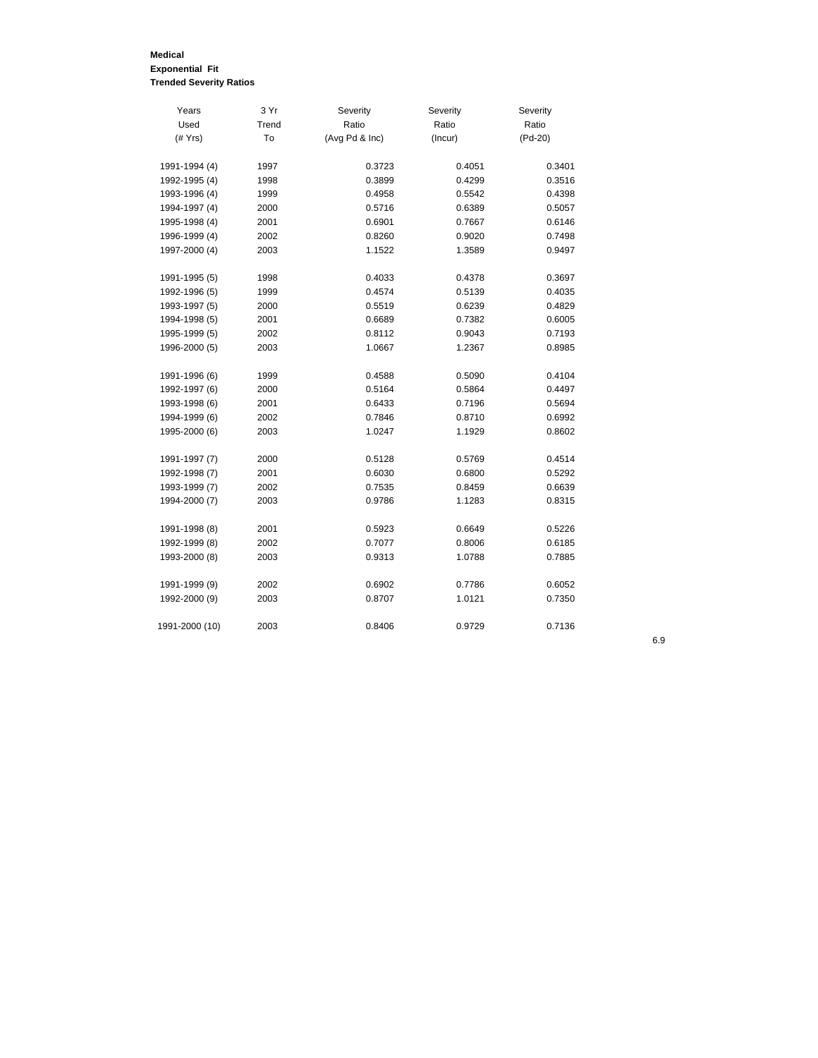**Medical**
**Exponential Fit**
**Trended Severity Ratios**

| Years Used (# Yrs) | 3 Yr Trend To | Severity Ratio (Avg Pd & Inc) | Severity Ratio (Incur) | Severity Ratio (Pd-20) |
|---|---|---|---|---|
| 1991-1994 (4) | 1997 | 0.3723 | 0.4051 | 0.3401 |
| 1992-1995 (4) | 1998 | 0.3899 | 0.4299 | 0.3516 |
| 1993-1996 (4) | 1999 | 0.4958 | 0.5542 | 0.4398 |
| 1994-1997 (4) | 2000 | 0.5716 | 0.6389 | 0.5057 |
| 1995-1998 (4) | 2001 | 0.6901 | 0.7667 | 0.6146 |
| 1996-1999 (4) | 2002 | 0.8260 | 0.9020 | 0.7498 |
| 1997-2000 (4) | 2003 | 1.1522 | 1.3589 | 0.9497 |
| | | | | |
| 1991-1995 (5) | 1998 | 0.4033 | 0.4378 | 0.3697 |
| 1992-1996 (5) | 1999 | 0.4574 | 0.5139 | 0.4035 |
| 1993-1997 (5) | 2000 | 0.5519 | 0.6239 | 0.4829 |
| 1994-1998 (5) | 2001 | 0.6689 | 0.7382 | 0.6005 |
| 1995-1999 (5) | 2002 | 0.8112 | 0.9043 | 0.7193 |
| 1996-2000 (5) | 2003 | 1.0667 | 1.2367 | 0.8985 |
| | | | | |
| 1991-1996 (6) | 1999 | 0.4588 | 0.5090 | 0.4104 |
| 1992-1997 (6) | 2000 | 0.5164 | 0.5864 | 0.4497 |
| 1993-1998 (6) | 2001 | 0.6433 | 0.7196 | 0.5694 |
| 1994-1999 (6) | 2002 | 0.7846 | 0.8710 | 0.6992 |
| 1995-2000 (6) | 2003 | 1.0247 | 1.1929 | 0.8602 |
| | | | | |
| 1991-1997 (7) | 2000 | 0.5128 | 0.5769 | 0.4514 |
| 1992-1998 (7) | 2001 | 0.6030 | 0.6800 | 0.5292 |
| 1993-1999 (7) | 2002 | 0.7535 | 0.8459 | 0.6639 |
| 1994-2000 (7) | 2003 | 0.9786 | 1.1283 | 0.8315 |
| | | | | |
| 1991-1998 (8) | 2001 | 0.5923 | 0.6649 | 0.5226 |
| 1992-1999 (8) | 2002 | 0.7077 | 0.8006 | 0.6185 |
| 1993-2000 (8) | 2003 | 0.9313 | 1.0788 | 0.7885 |
| | | | | |
| 1991-1999 (9) | 2002 | 0.6902 | 0.7786 | 0.6052 |
| 1992-2000 (9) | 2003 | 0.8707 | 1.0121 | 0.7350 |
| | | | | |
| 1991-2000 (10) | 2003 | 0.8406 | 0.9729 | 0.7136 |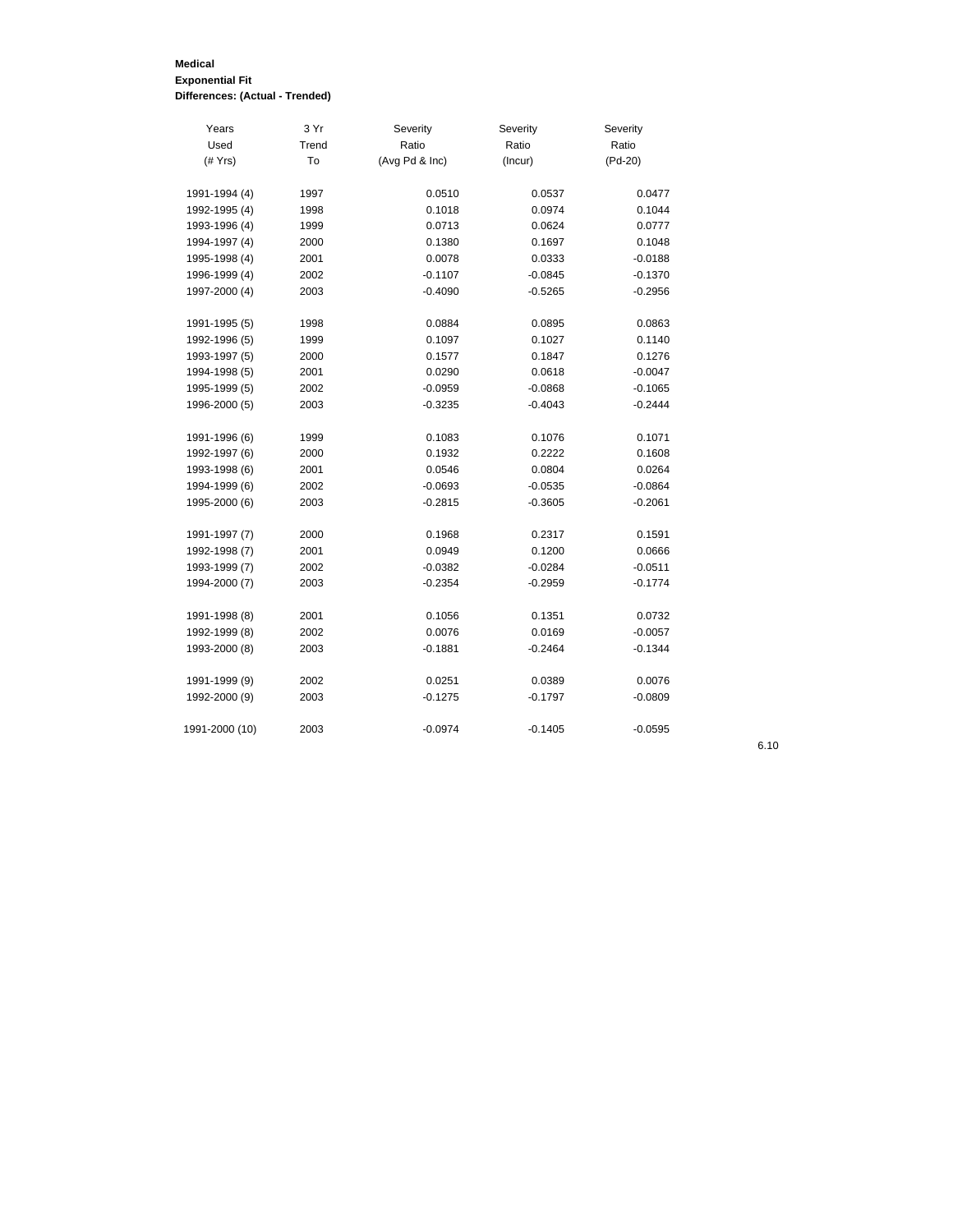**Medical**
**Exponential Fit**
**Differences: (Actual - Trended)**

| Years Used (# Yrs) | 3 Yr Trend To | Severity Ratio (Avg Pd & Inc) | Severity Ratio (Incur) | Severity Ratio (Pd-20) |
|---|---|---|---|---|
| 1991-1994 (4) | 1997 | 0.0510 | 0.0537 | 0.0477 |
| 1992-1995 (4) | 1998 | 0.1018 | 0.0974 | 0.1044 |
| 1993-1996 (4) | 1999 | 0.0713 | 0.0624 | 0.0777 |
| 1994-1997 (4) | 2000 | 0.1380 | 0.1697 | 0.1048 |
| 1995-1998 (4) | 2001 | 0.0078 | 0.0333 | -0.0188 |
| 1996-1999 (4) | 2002 | -0.1107 | -0.0845 | -0.1370 |
| 1997-2000 (4) | 2003 | -0.4090 | -0.5265 | -0.2956 |
| | | | | |
| 1991-1995 (5) | 1998 | 0.0884 | 0.0895 | 0.0863 |
| 1992-1996 (5) | 1999 | 0.1097 | 0.1027 | 0.1140 |
| 1993-1997 (5) | 2000 | 0.1577 | 0.1847 | 0.1276 |
| 1994-1998 (5) | 2001 | 0.0290 | 0.0618 | -0.0047 |
| 1995-1999 (5) | 2002 | -0.0959 | -0.0868 | -0.1065 |
| 1996-2000 (5) | 2003 | -0.3235 | -0.4043 | -0.2444 |
| | | | | |
| 1991-1996 (6) | 1999 | 0.1083 | 0.1076 | 0.1071 |
| 1992-1997 (6) | 2000 | 0.1932 | 0.2222 | 0.1608 |
| 1993-1998 (6) | 2001 | 0.0546 | 0.0804 | 0.0264 |
| 1994-1999 (6) | 2002 | -0.0693 | -0.0535 | -0.0864 |
| 1995-2000 (6) | 2003 | -0.2815 | -0.3605 | -0.2061 |
| | | | | |
| 1991-1997 (7) | 2000 | 0.1968 | 0.2317 | 0.1591 |
| 1992-1998 (7) | 2001 | 0.0949 | 0.1200 | 0.0666 |
| 1993-1999 (7) | 2002 | -0.0382 | -0.0284 | -0.0511 |
| 1994-2000 (7) | 2003 | -0.2354 | -0.2959 | -0.1774 |
| | | | | |
| 1991-1998 (8) | 2001 | 0.1056 | 0.1351 | 0.0732 |
| 1992-1999 (8) | 2002 | 0.0076 | 0.0169 | -0.0057 |
| 1993-2000 (8) | 2003 | -0.1881 | -0.2464 | -0.1344 |
| | | | | |
| 1991-1999 (9) | 2002 | 0.0251 | 0.0389 | 0.0076 |
| 1992-2000 (9) | 2003 | -0.1275 | -0.1797 | -0.0809 |
| | | | | |
| 1991-2000 (10) | 2003 | -0.0974 | -0.1405 | -0.0595 |